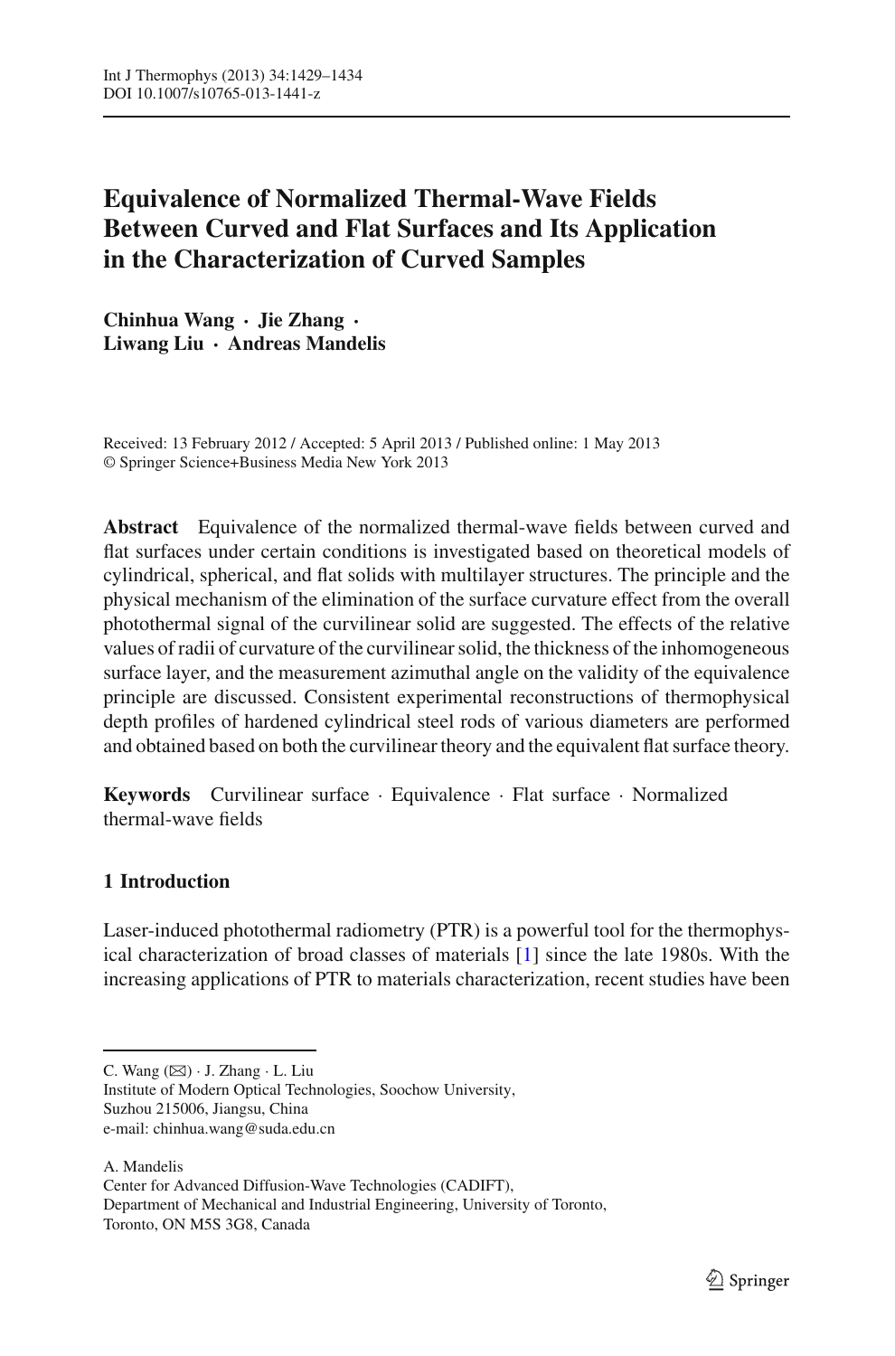# Equivalence of Normalized Thermal-Wave Fields Between Curved and Flat Surfaces and Its Application in the Characterization of Curved Samples

**Chinhua Wang · Jie Zhang · Liwang Liu · Andreas Mandelis**

Received: 13 February 2012 / Accepted: 5 April 2013 / Published online: 1 May 2013
© Springer Science+Business Media New York 2013

**Abstract** Equivalence of the normalized thermal-wave fields between curved and flat surfaces under certain conditions is investigated based on theoretical models of cylindrical, spherical, and flat solids with multilayer structures. The principle and the physical mechanism of the elimination of the surface curvature effect from the overall photothermal signal of the curvilinear solid are suggested. The effects of the relative values of radii of curvature of the curvilinear solid, the thickness of the inhomogeneous surface layer, and the measurement azimuthal angle on the validity of the equivalence principle are discussed. Consistent experimental reconstructions of thermophysical depth profiles of hardened cylindrical steel rods of various diameters are performed and obtained based on both the curvilinear theory and the equivalent flat surface theory.

**Keywords** Curvilinear surface · Equivalence · Flat surface · Normalized thermal-wave fields

## 1 Introduction

Laser-induced photothermal radiometry (PTR) is a powerful tool for the thermophysical characterization of broad classes of materials [1] since the late 1980s. With the increasing applications of PTR to materials characterization, recent studies have been

---

C. Wang (✉) · J. Zhang · L. Liu
Institute of Modern Optical Technologies, Soochow University,
Suzhou 215006, Jiangsu, China
e-mail: chinhua.wang@suda.edu.cn

A. Mandelis
Center for Advanced Diffusion-Wave Technologies (CADIFT),
Department of Mechanical and Industrial Engineering, University of Toronto,
Toronto, ON M5S 3G8, Canada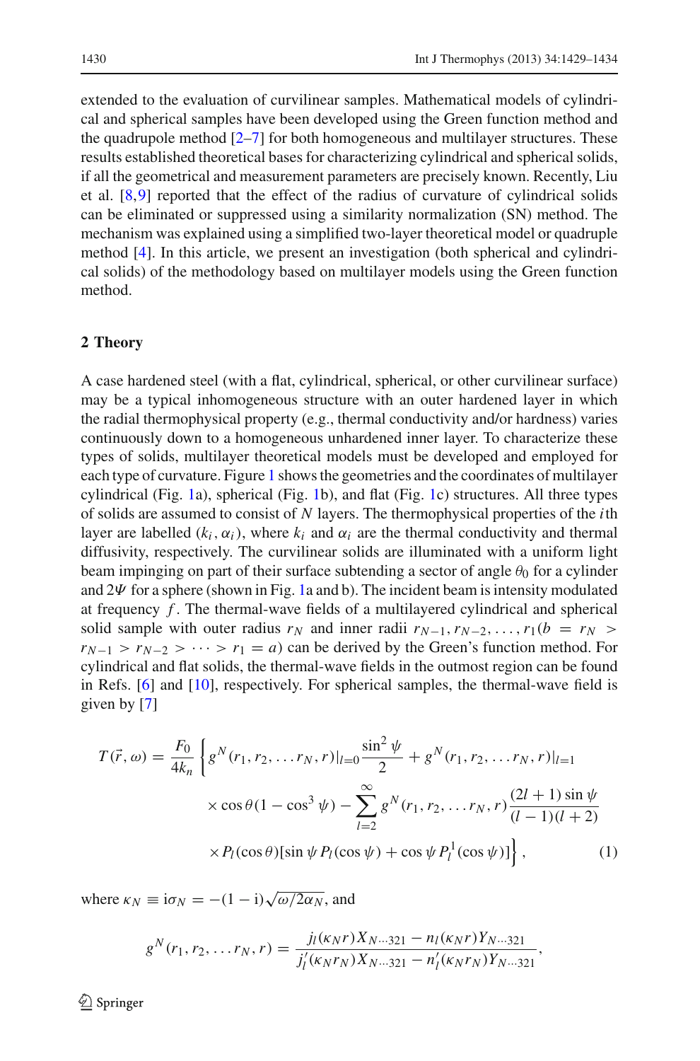extended to the evaluation of curvilinear samples. Mathematical models of cylindrical and spherical samples have been developed using the Green function method and the quadrupole method [2–7] for both homogeneous and multilayer structures. These results established theoretical bases for characterizing cylindrical and spherical solids, if all the geometrical and measurement parameters are precisely known. Recently, Liu et al. [8,9] reported that the effect of the radius of curvature of cylindrical solids can be eliminated or suppressed using a similarity normalization (SN) method. The mechanism was explained using a simplified two-layer theoretical model or quadruple method [4]. In this article, we present an investigation (both spherical and cylindrical solids) of the methodology based on multilayer models using the Green function method.

## 2 Theory

A case hardened steel (with a flat, cylindrical, spherical, or other curvilinear surface) may be a typical inhomogeneous structure with an outer hardened layer in which the radial thermophysical property (e.g., thermal conductivity and/or hardness) varies continuously down to a homogeneous unhardened inner layer. To characterize these types of solids, multilayer theoretical models must be developed and employed for each type of curvature. Figure 1 shows the geometries and the coordinates of multilayer cylindrical (Fig. 1a), spherical (Fig. 1b), and flat (Fig. 1c) structures. All three types of solids are assumed to consist of $N$ layers. The thermophysical properties of the $i$th layer are labelled $(k_i, \alpha_i)$, where $k_i$ and $\alpha_i$ are the thermal conductivity and thermal diffusivity, respectively. The curvilinear solids are illuminated with a uniform light beam impinging on part of their surface subtending a sector of angle $\theta_0$ for a cylinder and $2\Psi$ for a sphere (shown in Fig. 1a and b). The incident beam is intensity modulated at frequency $f$. The thermal-wave fields of a multilayered cylindrical and spherical solid sample with outer radius $r_N$ and inner radii $r_{N-1}, r_{N-2}, \ldots, r_1 (b = r_N > r_{N-1} > r_{N-2} > \cdots > r_1 = a)$ can be derived by the Green's function method. For cylindrical and flat solids, the thermal-wave fields in the outmost region can be found in Refs. [6] and [10], respectively. For spherical samples, the thermal-wave field is given by [7]

$$
\begin{aligned}
T(\vec{r}, \omega) = \frac{F_0}{4k_n} \Bigg\{ & g^N(r_1, r_2, \ldots r_N, r)|_{l=0} \frac{\sin^2 \psi}{2} + g^N(r_1, r_2, \ldots r_N, r)|_{l=1} \\
& \times \cos\theta (1 - \cos^3 \psi) - \sum_{l=2}^{\infty} g^N(r_1, r_2, \ldots r_N, r) \frac{(2l+1)\sin\psi}{(l-1)(l+2)} \\
& \times P_l(\cos\theta)[\sin\psi \, P_l(\cos\psi) + \cos\psi \, P_l^1(\cos\psi)] \Bigg\}, \qquad (1)
\end{aligned}
$$

where $\kappa_N \equiv \mathrm{i}\sigma_N = -(1-\mathrm{i})\sqrt{\omega/2\alpha_N}$, and

$$
g^N(r_1, r_2, \ldots r_N, r) = \frac{j_l(\kappa_N r) X_{N\cdots 321} - n_l(\kappa_N r) Y_{N\cdots 321}}{j_l'(\kappa_N r_N) X_{N\cdots 321} - n_l'(\kappa_N r_N) Y_{N\cdots 321}},
$$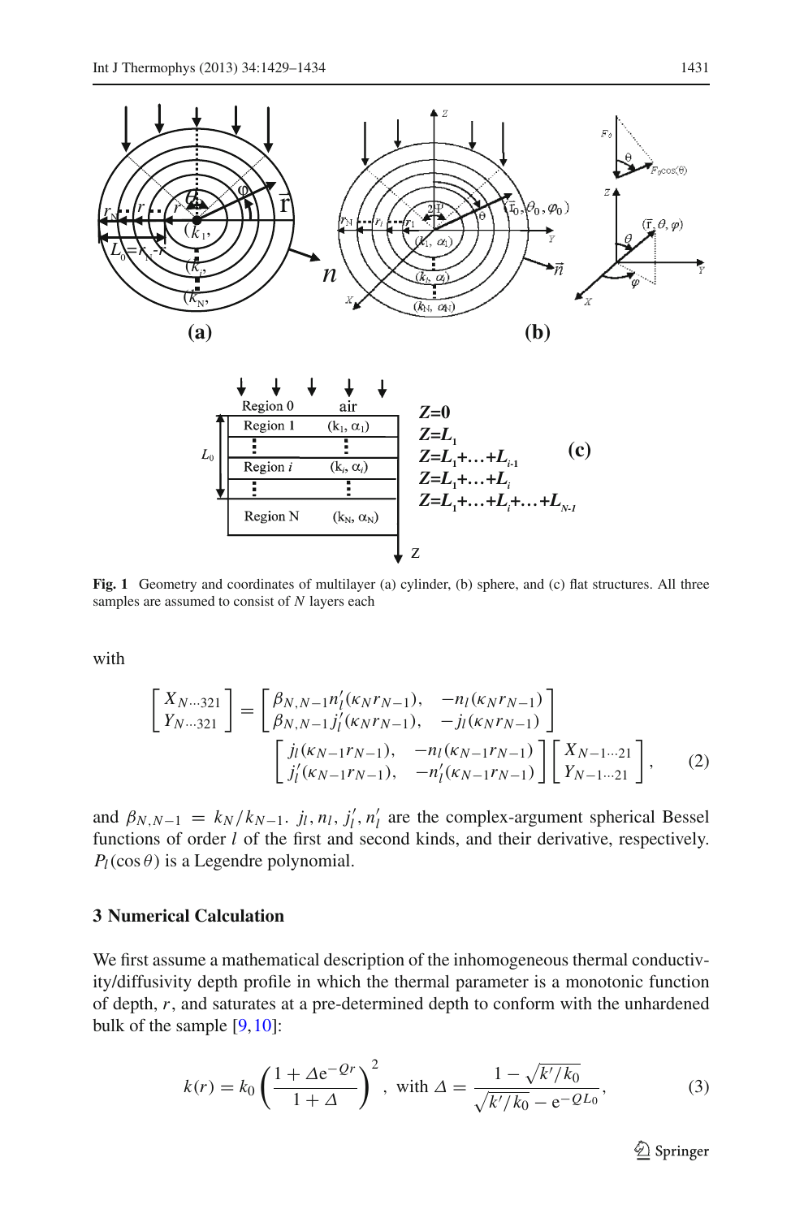**Fig. 1** Geometry and coordinates of multilayer (a) cylinder, (b) sphere, and (c) flat structures. All three samples are assumed to consist of $N$ layers each

with

$$\begin{bmatrix} X_{N\cdots321} \\ Y_{N\cdots321} \end{bmatrix} = \begin{bmatrix} \beta_{N,N-1} n_l'(\kappa_N r_{N-1}), & -n_l(\kappa_N r_{N-1}) \\ \beta_{N,N-1} j_l'(\kappa_N r_{N-1}), & -j_l(\kappa_N r_{N-1}) \end{bmatrix} \begin{bmatrix} j_l(\kappa_{N-1} r_{N-1}), & -n_l(\kappa_{N-1} r_{N-1}) \\ j_l'(\kappa_{N-1} r_{N-1}), & -n_l'(\kappa_{N-1} r_{N-1}) \end{bmatrix} \begin{bmatrix} X_{N-1\cdots21} \\ Y_{N-1\cdots21} \end{bmatrix}, \quad (2)$$

and $\beta_{N,N-1} = k_N / k_{N-1}$. $j_l, n_l, j_l', n_l'$ are the complex-argument spherical Bessel functions of order $l$ of the first and second kinds, and their derivative, respectively. $P_l(\cos\theta)$ is a Legendre polynomial.

## 3 Numerical Calculation

We first assume a mathematical description of the inhomogeneous thermal conductivity/diffusivity depth profile in which the thermal parameter is a monotonic function of depth, $r$, and saturates at a pre-determined depth to conform with the unhardened bulk of the sample [9,10]:

$$k(r) = k_0 \left( \frac{1 + \Delta e^{-Qr}}{1 + \Delta} \right)^2, \text{ with } \Delta = \frac{1 - \sqrt{k'/k_0}}{\sqrt{k'/k_0} - e^{-QL_0}}, \quad (3)$$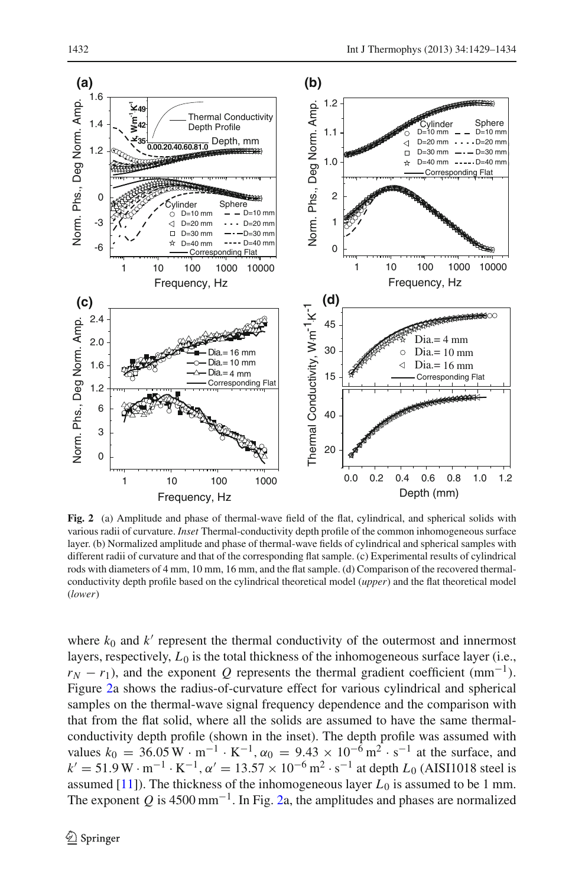**Fig. 2** (a) Amplitude and phase of thermal-wave field of the flat, cylindrical, and spherical solids with various radii of curvature. *Inset* Thermal-conductivity depth profile of the common inhomogeneous surface layer. (b) Normalized amplitude and phase of thermal-wave fields of cylindrical and spherical samples with different radii of curvature and that of the corresponding flat sample. (c) Experimental results of cylindrical rods with diameters of 4 mm, 10 mm, 16 mm, and the flat sample. (d) Comparison of the recovered thermal-conductivity depth profile based on the cylindrical theoretical model (*upper*) and the flat theoretical model (*lower*)

where $k_0$ and $k'$ represent the thermal conductivity of the outermost and innermost layers, respectively, $L_0$ is the total thickness of the inhomogeneous surface layer (i.e., $r_N - r_1$), and the exponent $Q$ represents the thermal gradient coefficient ($\text{mm}^{-1}$). Figure 2a shows the radius-of-curvature effect for various cylindrical and spherical samples on the thermal-wave signal frequency dependence and the comparison with that from the flat solid, where all the solids are assumed to have the same thermal-conductivity depth profile (shown in the inset). The depth profile was assumed with values $k_0 = 36.05\ \text{W} \cdot \text{m}^{-1} \cdot \text{K}^{-1}, \alpha_0 = 9.43 \times 10^{-6}\ \text{m}^2 \cdot \text{s}^{-1}$ at the surface, and $k' = 51.9\ \text{W} \cdot \text{m}^{-1} \cdot \text{K}^{-1}, \alpha' = 13.57 \times 10^{-6}\ \text{m}^2 \cdot \text{s}^{-1}$ at depth $L_0$ (AISI1018 steel is assumed [11]). The thickness of the inhomogeneous layer $L_0$ is assumed to be 1 mm. The exponent $Q$ is $4500\ \text{mm}^{-1}$. In Fig. 2a, the amplitudes and phases are normalized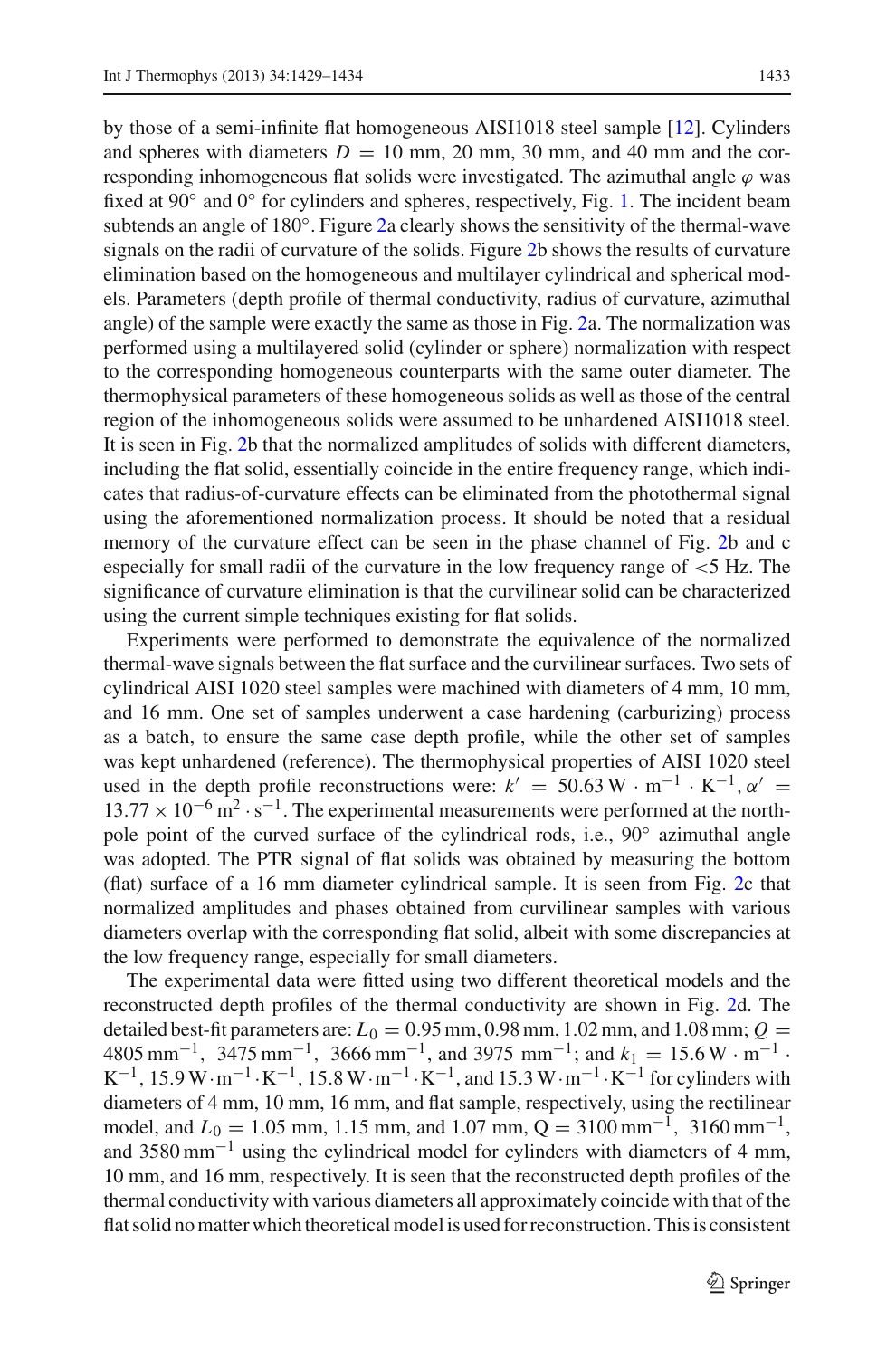by those of a semi-infinite flat homogeneous AISI1018 steel sample [12]. Cylinders and spheres with diameters $D = 10$ mm, 20 mm, 30 mm, and 40 mm and the corresponding inhomogeneous flat solids were investigated. The azimuthal angle $\varphi$ was fixed at 90° and 0° for cylinders and spheres, respectively, Fig. 1. The incident beam subtends an angle of 180°. Figure 2a clearly shows the sensitivity of the thermal-wave signals on the radii of curvature of the solids. Figure 2b shows the results of curvature elimination based on the homogeneous and multilayer cylindrical and spherical models. Parameters (depth profile of thermal conductivity, radius of curvature, azimuthal angle) of the sample were exactly the same as those in Fig. 2a. The normalization was performed using a multilayered solid (cylinder or sphere) normalization with respect to the corresponding homogeneous counterparts with the same outer diameter. The thermophysical parameters of these homogeneous solids as well as those of the central region of the inhomogeneous solids were assumed to be unhardened AISI1018 steel. It is seen in Fig. 2b that the normalized amplitudes of solids with different diameters, including the flat solid, essentially coincide in the entire frequency range, which indicates that radius-of-curvature effects can be eliminated from the photothermal signal using the aforementioned normalization process. It should be noted that a residual memory of the curvature effect can be seen in the phase channel of Fig. 2b and c especially for small radii of the curvature in the low frequency range of <5 Hz. The significance of curvature elimination is that the curvilinear solid can be characterized using the current simple techniques existing for flat solids.

Experiments were performed to demonstrate the equivalence of the normalized thermal-wave signals between the flat surface and the curvilinear surfaces. Two sets of cylindrical AISI 1020 steel samples were machined with diameters of 4 mm, 10 mm, and 16 mm. One set of samples underwent a case hardening (carburizing) process as a batch, to ensure the same case depth profile, while the other set of samples was kept unhardened (reference). The thermophysical properties of AISI 1020 steel used in the depth profile reconstructions were: $k' = 50.63\,\mathrm{W \cdot m^{-1} \cdot K^{-1}}$, $\alpha' = 13.77 \times 10^{-6}\,\mathrm{m^2 \cdot s^{-1}}$. The experimental measurements were performed at the north-pole point of the curved surface of the cylindrical rods, i.e., 90° azimuthal angle was adopted. The PTR signal of flat solids was obtained by measuring the bottom (flat) surface of a 16 mm diameter cylindrical sample. It is seen from Fig. 2c that normalized amplitudes and phases obtained from curvilinear samples with various diameters overlap with the corresponding flat solid, albeit with some discrepancies at the low frequency range, especially for small diameters.

The experimental data were fitted using two different theoretical models and the reconstructed depth profiles of the thermal conductivity are shown in Fig. 2d. The detailed best-fit parameters are: $L_0 = 0.95$ mm, 0.98 mm, 1.02 mm, and 1.08 mm; $Q = 4805\,\mathrm{mm^{-1}}$, $3475\,\mathrm{mm^{-1}}$, $3666\,\mathrm{mm^{-1}}$, and $3975\,\mathrm{mm^{-1}}$; and $k_1 = 15.6\,\mathrm{W \cdot m^{-1} \cdot K^{-1}}$, $15.9\,\mathrm{W \cdot m^{-1} \cdot K^{-1}}$, $15.8\,\mathrm{W \cdot m^{-1} \cdot K^{-1}}$, and $15.3\,\mathrm{W \cdot m^{-1} \cdot K^{-1}}$ for cylinders with diameters of 4 mm, 10 mm, 16 mm, and flat sample, respectively, using the rectilinear model, and $L_0 = 1.05$ mm, 1.15 mm, and 1.07 mm, $Q = 3100\,\mathrm{mm^{-1}}$, $3160\,\mathrm{mm^{-1}}$, and $3580\,\mathrm{mm^{-1}}$ using the cylindrical model for cylinders with diameters of 4 mm, 10 mm, and 16 mm, respectively. It is seen that the reconstructed depth profiles of the thermal conductivity with various diameters all approximately coincide with that of the flat solid no matter which theoretical model is used for reconstruction. This is consistent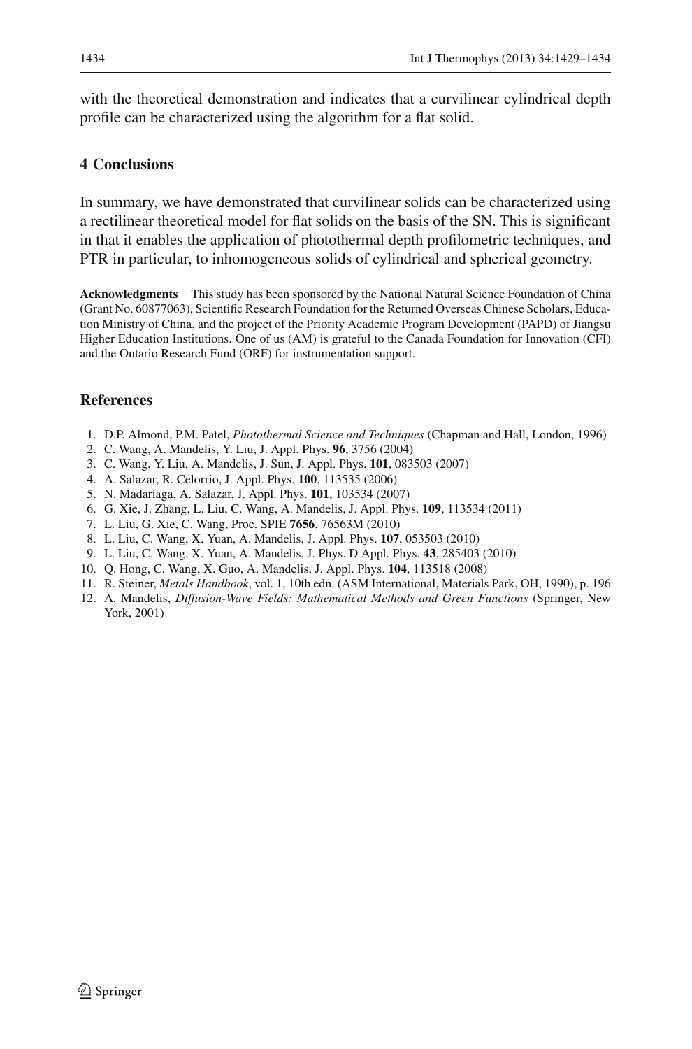with the theoretical demonstration and indicates that a curvilinear cylindrical depth profile can be characterized using the algorithm for a flat solid.

## 4 Conclusions

In summary, we have demonstrated that curvilinear solids can be characterized using a rectilinear theoretical model for flat solids on the basis of the SN. This is significant in that it enables the application of photothermal depth profilometric techniques, and PTR in particular, to inhomogeneous solids of cylindrical and spherical geometry.

**Acknowledgments** This study has been sponsored by the National Natural Science Foundation of China (Grant No. 60877063), Scientific Research Foundation for the Returned Overseas Chinese Scholars, Education Ministry of China, and the project of the Priority Academic Program Development (PAPD) of Jiangsu Higher Education Institutions. One of us (AM) is grateful to the Canada Foundation for Innovation (CFI) and the Ontario Research Fund (ORF) for instrumentation support.

## References

1. D.P. Almond, P.M. Patel, *Photothermal Science and Techniques* (Chapman and Hall, London, 1996)
2. C. Wang, A. Mandelis, Y. Liu, J. Appl. Phys. **96**, 3756 (2004)
3. C. Wang, Y. Liu, A. Mandelis, J. Sun, J. Appl. Phys. **101**, 083503 (2007)
4. A. Salazar, R. Celorrio, J. Appl. Phys. **100**, 113535 (2006)
5. N. Madariaga, A. Salazar, J. Appl. Phys. **101**, 103534 (2007)
6. G. Xie, J. Zhang, L. Liu, C. Wang, A. Mandelis, J. Appl. Phys. **109**, 113534 (2011)
7. L. Liu, G. Xie, C. Wang, Proc. SPIE **7656**, 76563M (2010)
8. L. Liu, C. Wang, X. Yuan, A. Mandelis, J. Appl. Phys. **107**, 053503 (2010)
9. L. Liu, C. Wang, X. Yuan, A. Mandelis, J. Phys. D Appl. Phys. **43**, 285403 (2010)
10. Q. Hong, C. Wang, X. Guo, A. Mandelis, J. Appl. Phys. **104**, 113518 (2008)
11. R. Steiner, *Metals Handbook*, vol. 1, 10th edn. (ASM International, Materials Park, OH, 1990), p. 196
12. A. Mandelis, *Diffusion-Wave Fields: Mathematical Methods and Green Functions* (Springer, New York, 2001)